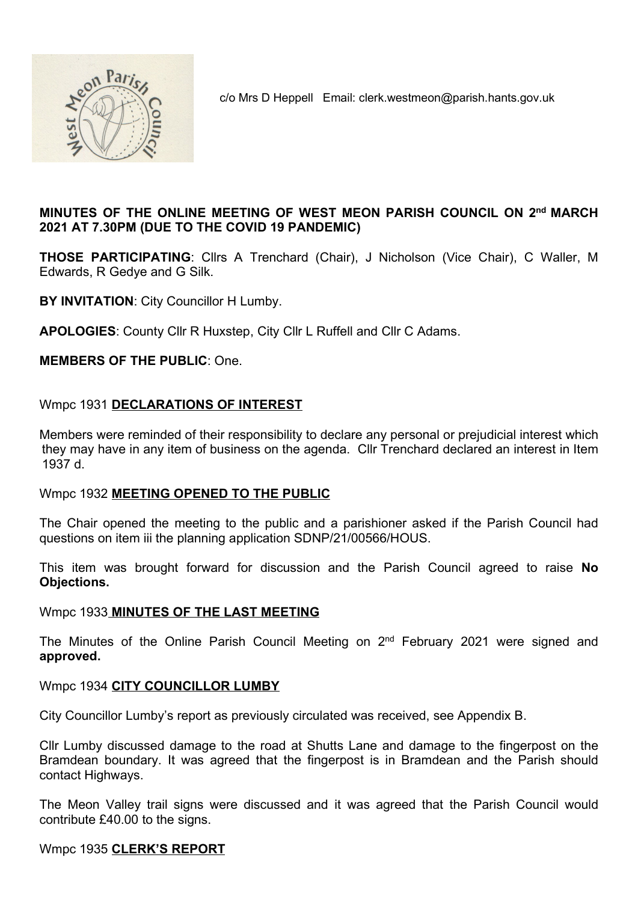c/o Mrs D Heppell Email: clerk.westmeon@parish.hants.gov.uk

**MINUTES OF THE ONLINE MEETING OF WEST MEON PARISH COUNCIL ON 2nd MARCH 2021 AT 7.30PM (DUE TO THE COVID 19 PANDEMIC)**

**THOSE PARTICIPATING**: Cllrs A Trenchard (Chair), J Nicholson (Vice Chair), C Waller, M Edwards, R Gedye and G Silk.

**BY INVITATION**: City Councillor H Lumby.

**APOLOGIES**: County Cllr R Huxstep, City Cllr L Ruffell and Cllr C Adams.

**MEMBERS OF THE PUBLIC**: One.

Wmpc 1931 **DECLARATIONS OF INTEREST**

Members were reminded of their responsibility to declare any personal or prejudicial interest which they may have in any item of business on the agenda. Cllr Trenchard declared an interest in Item 1937 d.

Wmpc 1932 **MEETING OPENED TO THE PUBLIC**

The Chair opened the meeting to the public and a parishioner asked if the Parish Council had questions on item iii the planning application SDNP/21/00566/HOUS.

This item was brought forward for discussion and the Parish Council agreed to raise **No Objections.**

Wmpc 1933 **MINUTES OF THE LAST MEETING**

The Minutes of the Online Parish Council Meeting on 2nd February 2021 were signed and **approved.**

Wmpc 1934 **CITY COUNCILLOR LUMBY**

City Councillor Lumby's report as previously circulated was received, see Appendix B.

Cllr Lumby discussed damage to the road at Shutts Lane and damage to the fingerpost on the Bramdean boundary. It was agreed that the fingerpost is in Bramdean and the Parish should contact Highways.

The Meon Valley trail signs were discussed and it was agreed that the Parish Council would contribute £40.00 to the signs.

Wmpc 1935 **CLERK'S REPORT**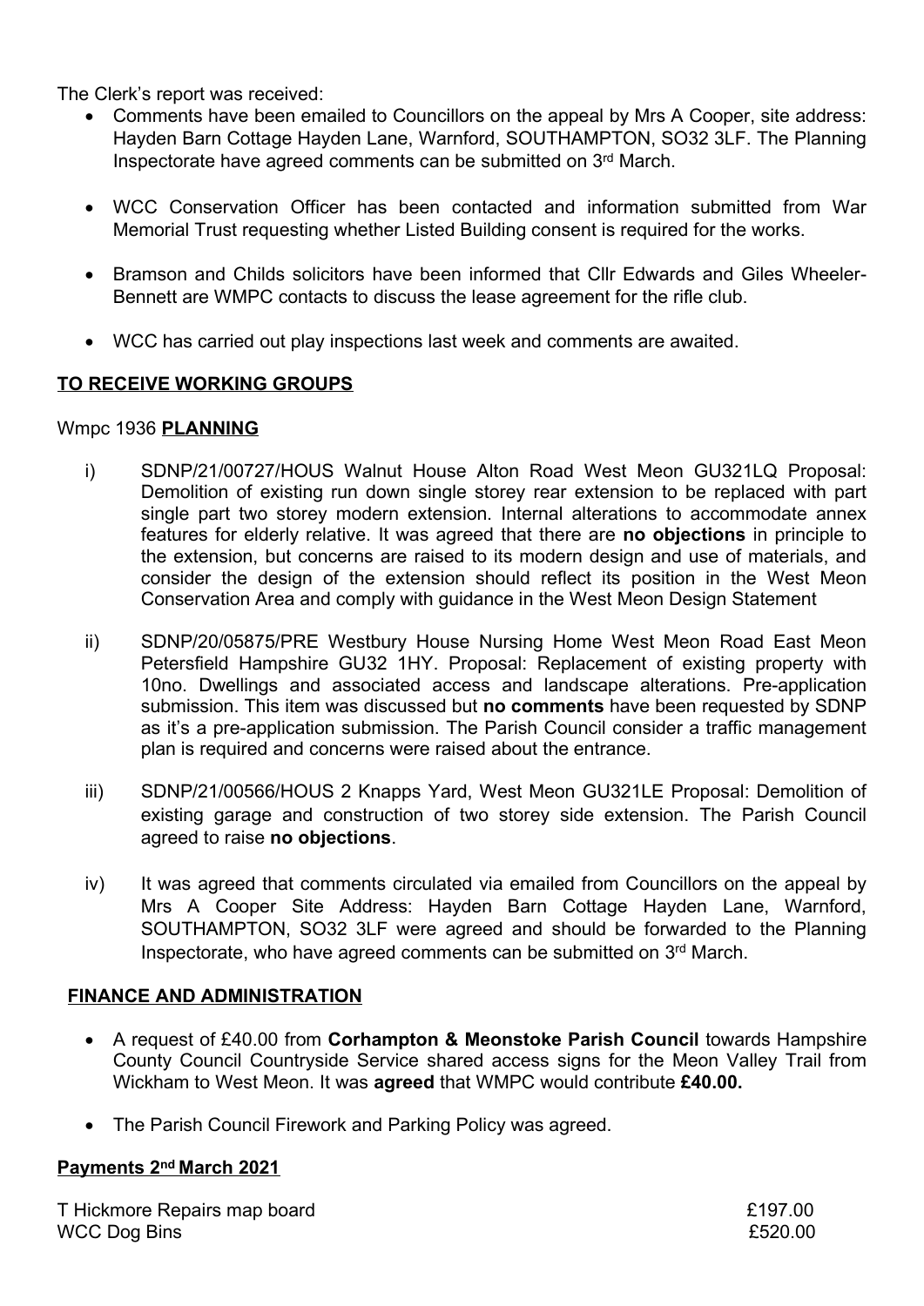The Clerk's report was received:

- Comments have been emailed to Councillors on the appeal by Mrs A Cooper, site address: Hayden Barn Cottage Hayden Lane, Warnford, SOUTHAMPTON, SO32 3LF. The Planning Inspectorate have agreed comments can be submitted on 3rd March.

- WCC Conservation Officer has been contacted and information submitted from War Memorial Trust requesting whether Listed Building consent is required for the works.

- Bramson and Childs solicitors have been informed that Cllr Edwards and Giles Wheeler-Bennett are WMPC contacts to discuss the lease agreement for the rifle club.

- WCC has carried out play inspections last week and comments are awaited.

## TO RECEIVE WORKING GROUPS

Wmpc 1936 **PLANNING**

i) SDNP/21/00727/HOUS Walnut House Alton Road West Meon GU321LQ Proposal: Demolition of existing run down single storey rear extension to be replaced with part single part two storey modern extension. Internal alterations to accommodate annex features for elderly relative. It was agreed that there are **no objections** in principle to the extension, but concerns are raised to its modern design and use of materials, and consider the design of the extension should reflect its position in the West Meon Conservation Area and comply with guidance in the West Meon Design Statement

ii) SDNP/20/05875/PRE Westbury House Nursing Home West Meon Road East Meon Petersfield Hampshire GU32 1HY. Proposal: Replacement of existing property with 10no. Dwellings and associated access and landscape alterations. Pre-application submission. This item was discussed but **no comments** have been requested by SDNP as it's a pre-application submission. The Parish Council consider a traffic management plan is required and concerns were raised about the entrance.

iii) SDNP/21/00566/HOUS 2 Knapps Yard, West Meon GU321LE Proposal: Demolition of existing garage and construction of two storey side extension. The Parish Council agreed to raise **no objections**.

iv) It was agreed that comments circulated via emailed from Councillors on the appeal by Mrs A Cooper Site Address: Hayden Barn Cottage Hayden Lane, Warnford, SOUTHAMPTON, SO32 3LF were agreed and should be forwarded to the Planning Inspectorate, who have agreed comments can be submitted on 3rd March.

## FINANCE AND ADMINISTRATION

- A request of £40.00 from **Corhampton & Meonstoke Parish Council** towards Hampshire County Council Countryside Service shared access signs for the Meon Valley Trail from Wickham to West Meon. It was **agreed** that WMPC would contribute **£40.00.**

- The Parish Council Firework and Parking Policy was agreed.

## Payments 2nd March 2021

| | |
|---|---|
| T Hickmore Repairs map board | £197.00 |
| WCC Dog Bins | £520.00 |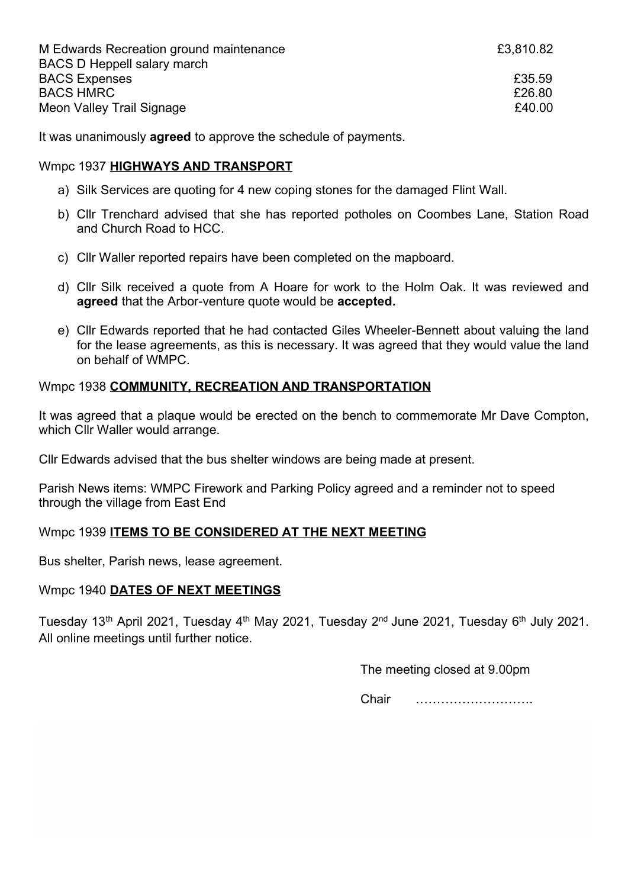| | |
|---|---|
| M Edwards Recreation ground maintenance | £3,810.82 |
| BACS D Heppell salary march | |
| BACS Expenses | £35.59 |
| BACS HMRC | £26.80 |
| Meon Valley Trail Signage | £40.00 |

It was unanimously **agreed** to approve the schedule of payments.

Wmpc 1937 **HIGHWAYS AND TRANSPORT**

a) Silk Services are quoting for 4 new coping stones for the damaged Flint Wall.

b) Cllr Trenchard advised that she has reported potholes on Coombes Lane, Station Road and Church Road to HCC.

c) Cllr Waller reported repairs have been completed on the mapboard.

d) Cllr Silk received a quote from A Hoare for work to the Holm Oak. It was reviewed and **agreed** that the Arbor-venture quote would be **accepted.**

e) Cllr Edwards reported that he had contacted Giles Wheeler-Bennett about valuing the land for the lease agreements, as this is necessary. It was agreed that they would value the land on behalf of WMPC.

Wmpc 1938 **COMMUNITY, RECREATION AND TRANSPORTATION**

It was agreed that a plaque would be erected on the bench to commemorate Mr Dave Compton, which Cllr Waller would arrange.

Cllr Edwards advised that the bus shelter windows are being made at present.

Parish News items: WMPC Firework and Parking Policy agreed and a reminder not to speed through the village from East End

Wmpc 1939 **ITEMS TO BE CONSIDERED AT THE NEXT MEETING**

Bus shelter, Parish news, lease agreement.

Wmpc 1940 **DATES OF NEXT MEETINGS**

Tuesday 13th April 2021, Tuesday 4th May 2021, Tuesday 2nd June 2021, Tuesday 6th July 2021. All online meetings until further notice.

The meeting closed at 9.00pm

Chair ……………………….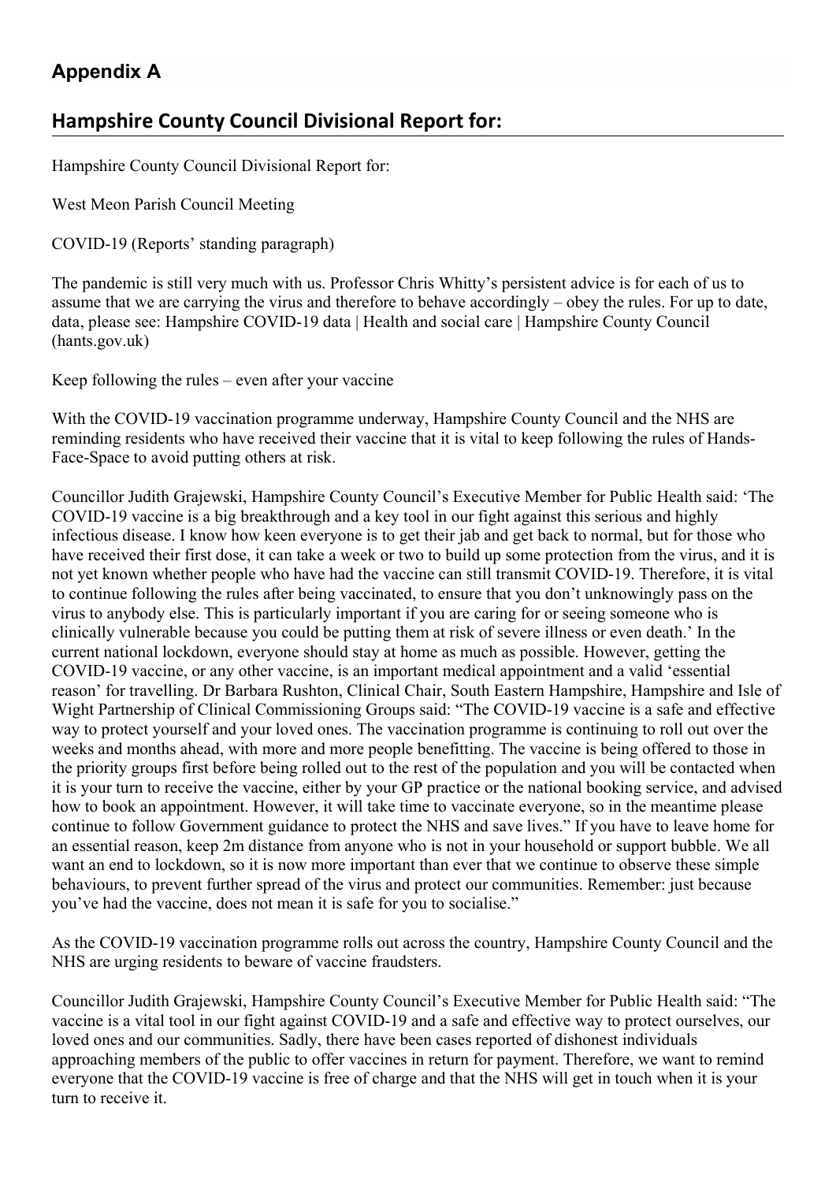## Appendix A

## Hampshire County Council Divisional Report for:

Hampshire County Council Divisional Report for:

West Meon Parish Council Meeting

COVID-19 (Reports' standing paragraph)

The pandemic is still very much with us. Professor Chris Whitty's persistent advice is for each of us to assume that we are carrying the virus and therefore to behave accordingly – obey the rules. For up to date, data, please see: Hampshire COVID-19 data | Health and social care | Hampshire County Council (hants.gov.uk)

Keep following the rules – even after your vaccine

With the COVID-19 vaccination programme underway, Hampshire County Council and the NHS are reminding residents who have received their vaccine that it is vital to keep following the rules of Hands-Face-Space to avoid putting others at risk.

Councillor Judith Grajewski, Hampshire County Council's Executive Member for Public Health said: 'The COVID-19 vaccine is a big breakthrough and a key tool in our fight against this serious and highly infectious disease. I know how keen everyone is to get their jab and get back to normal, but for those who have received their first dose, it can take a week or two to build up some protection from the virus, and it is not yet known whether people who have had the vaccine can still transmit COVID-19. Therefore, it is vital to continue following the rules after being vaccinated, to ensure that you don't unknowingly pass on the virus to anybody else. This is particularly important if you are caring for or seeing someone who is clinically vulnerable because you could be putting them at risk of severe illness or even death.' In the current national lockdown, everyone should stay at home as much as possible. However, getting the COVID-19 vaccine, or any other vaccine, is an important medical appointment and a valid 'essential reason' for travelling. Dr Barbara Rushton, Clinical Chair, South Eastern Hampshire, Hampshire and Isle of Wight Partnership of Clinical Commissioning Groups said: "The COVID-19 vaccine is a safe and effective way to protect yourself and your loved ones. The vaccination programme is continuing to roll out over the weeks and months ahead, with more and more people benefitting. The vaccine is being offered to those in the priority groups first before being rolled out to the rest of the population and you will be contacted when it is your turn to receive the vaccine, either by your GP practice or the national booking service, and advised how to book an appointment. However, it will take time to vaccinate everyone, so in the meantime please continue to follow Government guidance to protect the NHS and save lives." If you have to leave home for an essential reason, keep 2m distance from anyone who is not in your household or support bubble. We all want an end to lockdown, so it is now more important than ever that we continue to observe these simple behaviours, to prevent further spread of the virus and protect our communities. Remember: just because you've had the vaccine, does not mean it is safe for you to socialise."

As the COVID-19 vaccination programme rolls out across the country, Hampshire County Council and the NHS are urging residents to beware of vaccine fraudsters.

Councillor Judith Grajewski, Hampshire County Council's Executive Member for Public Health said: "The vaccine is a vital tool in our fight against COVID-19 and a safe and effective way to protect ourselves, our loved ones and our communities. Sadly, there have been cases reported of dishonest individuals approaching members of the public to offer vaccines in return for payment. Therefore, we want to remind everyone that the COVID-19 vaccine is free of charge and that the NHS will get in touch when it is your turn to receive it.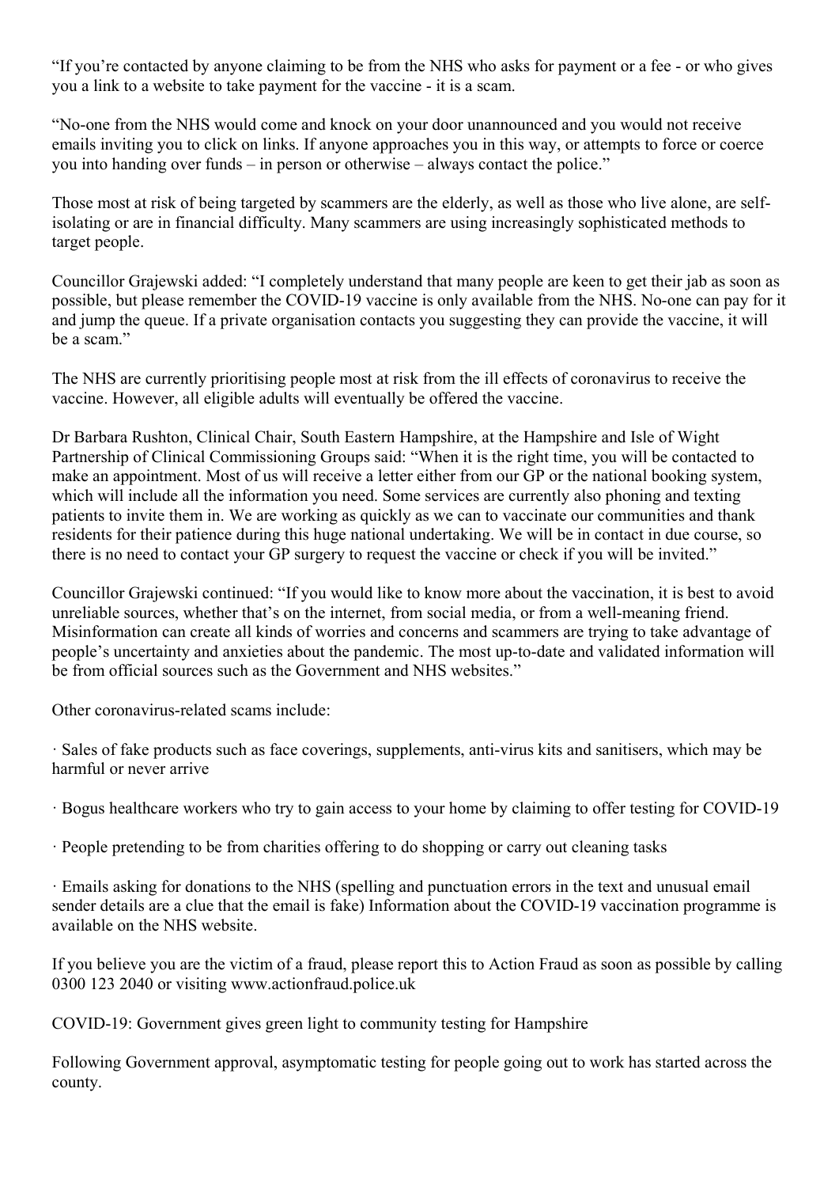"If you're contacted by anyone claiming to be from the NHS who asks for payment or a fee - or who gives you a link to a website to take payment for the vaccine - it is a scam.

"No-one from the NHS would come and knock on your door unannounced and you would not receive emails inviting you to click on links. If anyone approaches you in this way, or attempts to force or coerce you into handing over funds – in person or otherwise – always contact the police."

Those most at risk of being targeted by scammers are the elderly, as well as those who live alone, are self-isolating or are in financial difficulty. Many scammers are using increasingly sophisticated methods to target people.

Councillor Grajewski added: "I completely understand that many people are keen to get their jab as soon as possible, but please remember the COVID-19 vaccine is only available from the NHS. No-one can pay for it and jump the queue. If a private organisation contacts you suggesting they can provide the vaccine, it will be a scam."

The NHS are currently prioritising people most at risk from the ill effects of coronavirus to receive the vaccine. However, all eligible adults will eventually be offered the vaccine.

Dr Barbara Rushton, Clinical Chair, South Eastern Hampshire, at the Hampshire and Isle of Wight Partnership of Clinical Commissioning Groups said: "When it is the right time, you will be contacted to make an appointment. Most of us will receive a letter either from our GP or the national booking system, which will include all the information you need. Some services are currently also phoning and texting patients to invite them in. We are working as quickly as we can to vaccinate our communities and thank residents for their patience during this huge national undertaking. We will be in contact in due course, so there is no need to contact your GP surgery to request the vaccine or check if you will be invited."

Councillor Grajewski continued: "If you would like to know more about the vaccination, it is best to avoid unreliable sources, whether that's on the internet, from social media, or from a well-meaning friend. Misinformation can create all kinds of worries and concerns and scammers are trying to take advantage of people's uncertainty and anxieties about the pandemic. The most up-to-date and validated information will be from official sources such as the Government and NHS websites."

Other coronavirus-related scams include:

· Sales of fake products such as face coverings, supplements, anti-virus kits and sanitisers, which may be harmful or never arrive

· Bogus healthcare workers who try to gain access to your home by claiming to offer testing for COVID-19

· People pretending to be from charities offering to do shopping or carry out cleaning tasks

· Emails asking for donations to the NHS (spelling and punctuation errors in the text and unusual email sender details are a clue that the email is fake) Information about the COVID-19 vaccination programme is available on the NHS website.

If you believe you are the victim of a fraud, please report this to Action Fraud as soon as possible by calling 0300 123 2040 or visiting www.actionfraud.police.uk

COVID-19: Government gives green light to community testing for Hampshire

Following Government approval, asymptomatic testing for people going out to work has started across the county.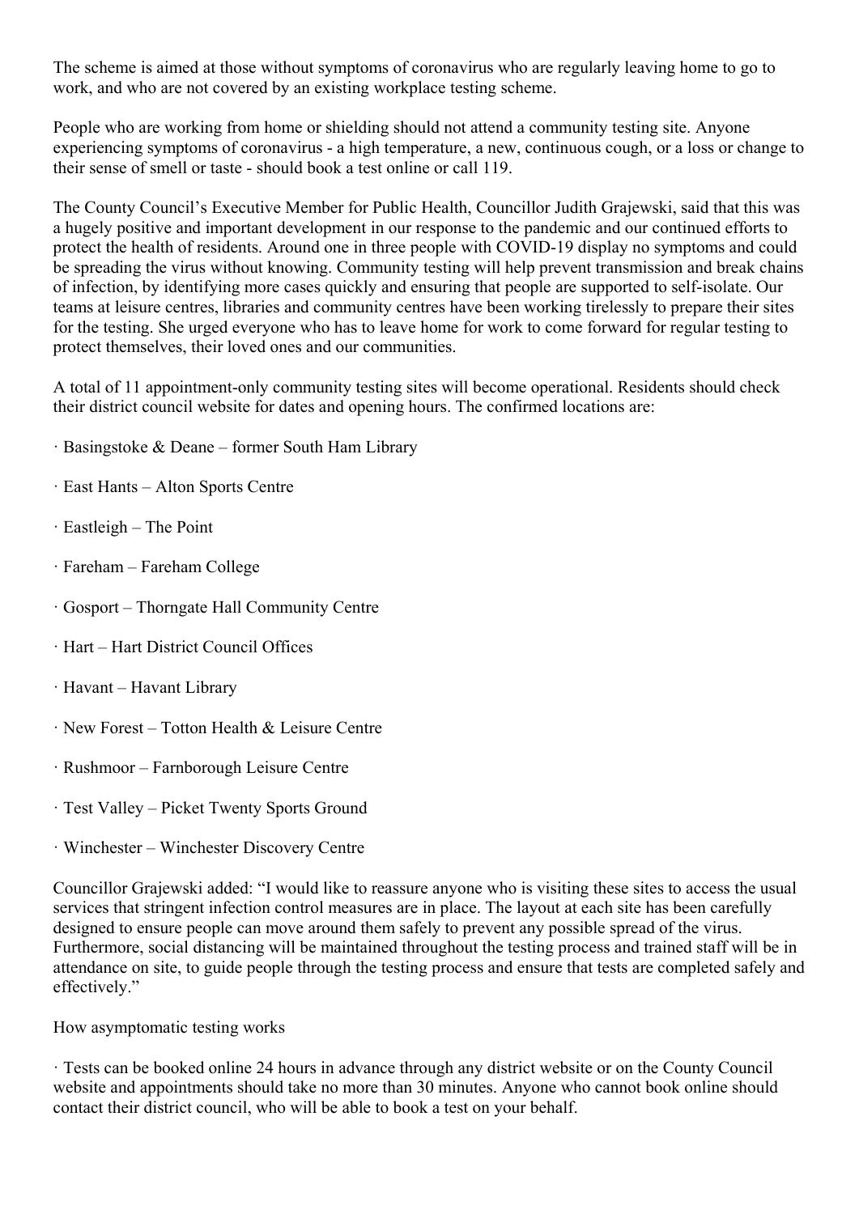The scheme is aimed at those without symptoms of coronavirus who are regularly leaving home to go to work, and who are not covered by an existing workplace testing scheme.

People who are working from home or shielding should not attend a community testing site. Anyone experiencing symptoms of coronavirus - a high temperature, a new, continuous cough, or a loss or change to their sense of smell or taste - should book a test online or call 119.

The County Council's Executive Member for Public Health, Councillor Judith Grajewski, said that this was a hugely positive and important development in our response to the pandemic and our continued efforts to protect the health of residents. Around one in three people with COVID-19 display no symptoms and could be spreading the virus without knowing. Community testing will help prevent transmission and break chains of infection, by identifying more cases quickly and ensuring that people are supported to self-isolate. Our teams at leisure centres, libraries and community centres have been working tirelessly to prepare their sites for the testing. She urged everyone who has to leave home for work to come forward for regular testing to protect themselves, their loved ones and our communities.

A total of 11 appointment-only community testing sites will become operational. Residents should check their district council website for dates and opening hours. The confirmed locations are:

· Basingstoke & Deane – former South Ham Library

· East Hants – Alton Sports Centre

· Eastleigh – The Point

· Fareham – Fareham College

· Gosport – Thorngate Hall Community Centre

· Hart – Hart District Council Offices

· Havant – Havant Library

· New Forest – Totton Health & Leisure Centre

· Rushmoor – Farnborough Leisure Centre

· Test Valley – Picket Twenty Sports Ground

· Winchester – Winchester Discovery Centre

Councillor Grajewski added: "I would like to reassure anyone who is visiting these sites to access the usual services that stringent infection control measures are in place. The layout at each site has been carefully designed to ensure people can move around them safely to prevent any possible spread of the virus. Furthermore, social distancing will be maintained throughout the testing process and trained staff will be in attendance on site, to guide people through the testing process and ensure that tests are completed safely and effectively."

How asymptomatic testing works

· Tests can be booked online 24 hours in advance through any district website or on the County Council website and appointments should take no more than 30 minutes. Anyone who cannot book online should contact their district council, who will be able to book a test on your behalf.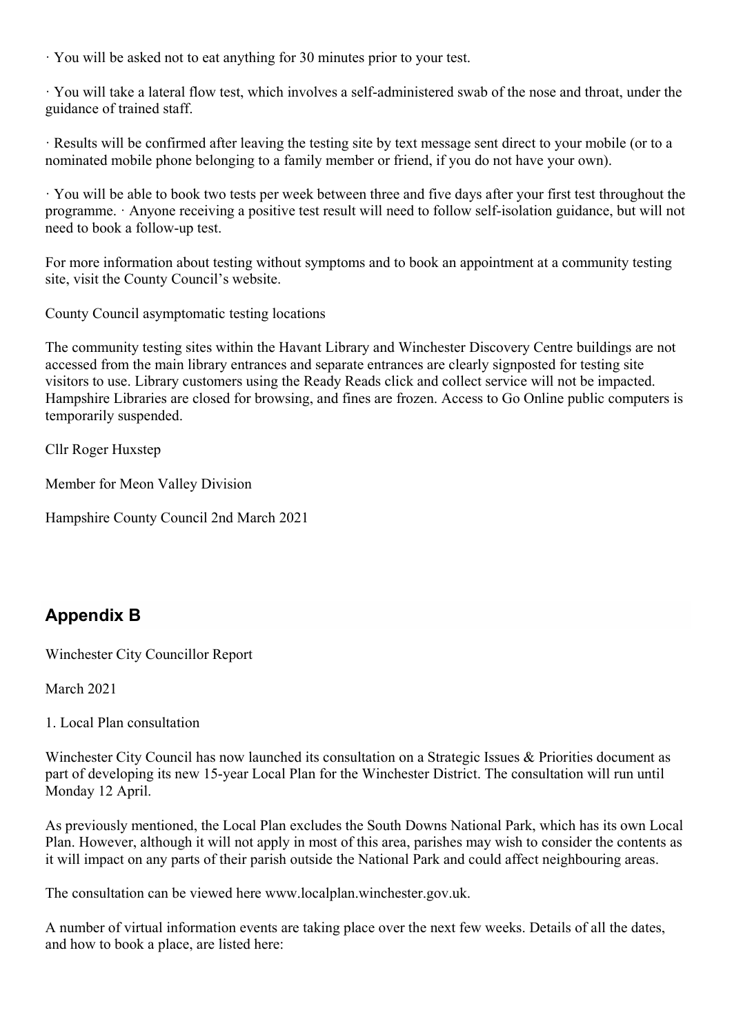· You will be asked not to eat anything for 30 minutes prior to your test.

· You will take a lateral flow test, which involves a self-administered swab of the nose and throat, under the guidance of trained staff.

· Results will be confirmed after leaving the testing site by text message sent direct to your mobile (or to a nominated mobile phone belonging to a family member or friend, if you do not have your own).

· You will be able to book two tests per week between three and five days after your first test throughout the programme. · Anyone receiving a positive test result will need to follow self-isolation guidance, but will not need to book a follow-up test.

For more information about testing without symptoms and to book an appointment at a community testing site, visit the County Council's website.

County Council asymptomatic testing locations

The community testing sites within the Havant Library and Winchester Discovery Centre buildings are not accessed from the main library entrances and separate entrances are clearly signposted for testing site visitors to use. Library customers using the Ready Reads click and collect service will not be impacted. Hampshire Libraries are closed for browsing, and fines are frozen. Access to Go Online public computers is temporarily suspended.

Cllr Roger Huxstep

Member for Meon Valley Division

Hampshire County Council 2nd March 2021

## Appendix B

Winchester City Councillor Report

March 2021

1. Local Plan consultation

Winchester City Council has now launched its consultation on a Strategic Issues & Priorities document as part of developing its new 15-year Local Plan for the Winchester District. The consultation will run until Monday 12 April.

As previously mentioned, the Local Plan excludes the South Downs National Park, which has its own Local Plan. However, although it will not apply in most of this area, parishes may wish to consider the contents as it will impact on any parts of their parish outside the National Park and could affect neighbouring areas.

The consultation can be viewed here www.localplan.winchester.gov.uk.

A number of virtual information events are taking place over the next few weeks. Details of all the dates, and how to book a place, are listed here: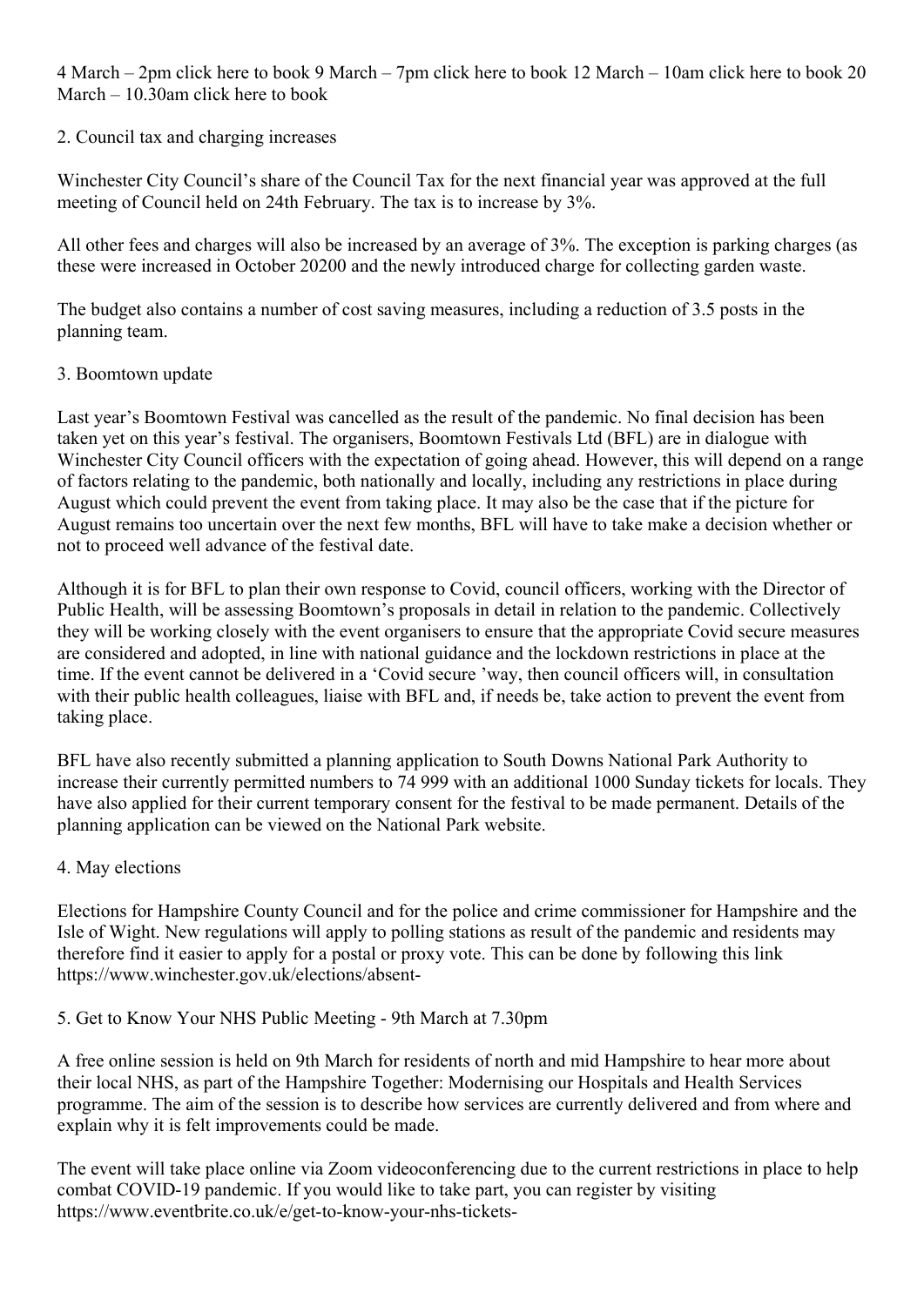4 March – 2pm click here to book 9 March – 7pm click here to book 12 March – 10am click here to book 20 March – 10.30am click here to book

2. Council tax and charging increases

Winchester City Council's share of the Council Tax for the next financial year was approved at the full meeting of Council held on 24th February. The tax is to increase by 3%.

All other fees and charges will also be increased by an average of 3%. The exception is parking charges (as these were increased in October 20200 and the newly introduced charge for collecting garden waste.

The budget also contains a number of cost saving measures, including a reduction of 3.5 posts in the planning team.

3. Boomtown update

Last year's Boomtown Festival was cancelled as the result of the pandemic. No final decision has been taken yet on this year's festival. The organisers, Boomtown Festivals Ltd (BFL) are in dialogue with Winchester City Council officers with the expectation of going ahead. However, this will depend on a range of factors relating to the pandemic, both nationally and locally, including any restrictions in place during August which could prevent the event from taking place. It may also be the case that if the picture for August remains too uncertain over the next few months, BFL will have to take make a decision whether or not to proceed well advance of the festival date.

Although it is for BFL to plan their own response to Covid, council officers, working with the Director of Public Health, will be assessing Boomtown's proposals in detail in relation to the pandemic. Collectively they will be working closely with the event organisers to ensure that the appropriate Covid secure measures are considered and adopted, in line with national guidance and the lockdown restrictions in place at the time. If the event cannot be delivered in a 'Covid secure 'way, then council officers will, in consultation with their public health colleagues, liaise with BFL and, if needs be, take action to prevent the event from taking place.

BFL have also recently submitted a planning application to South Downs National Park Authority to increase their currently permitted numbers to 74 999 with an additional 1000 Sunday tickets for locals. They have also applied for their current temporary consent for the festival to be made permanent. Details of the planning application can be viewed on the National Park website.

4. May elections

Elections for Hampshire County Council and for the police and crime commissioner for Hampshire and the Isle of Wight. New regulations will apply to polling stations as result of the pandemic and residents may therefore find it easier to apply for a postal or proxy vote. This can be done by following this link https://www.winchester.gov.uk/elections/absent-

5. Get to Know Your NHS Public Meeting - 9th March at 7.30pm

A free online session is held on 9th March for residents of north and mid Hampshire to hear more about their local NHS, as part of the Hampshire Together: Modernising our Hospitals and Health Services programme. The aim of the session is to describe how services are currently delivered and from where and explain why it is felt improvements could be made.

The event will take place online via Zoom videoconferencing due to the current restrictions in place to help combat COVID-19 pandemic. If you would like to take part, you can register by visiting https://www.eventbrite.co.uk/e/get-to-know-your-nhs-tickets-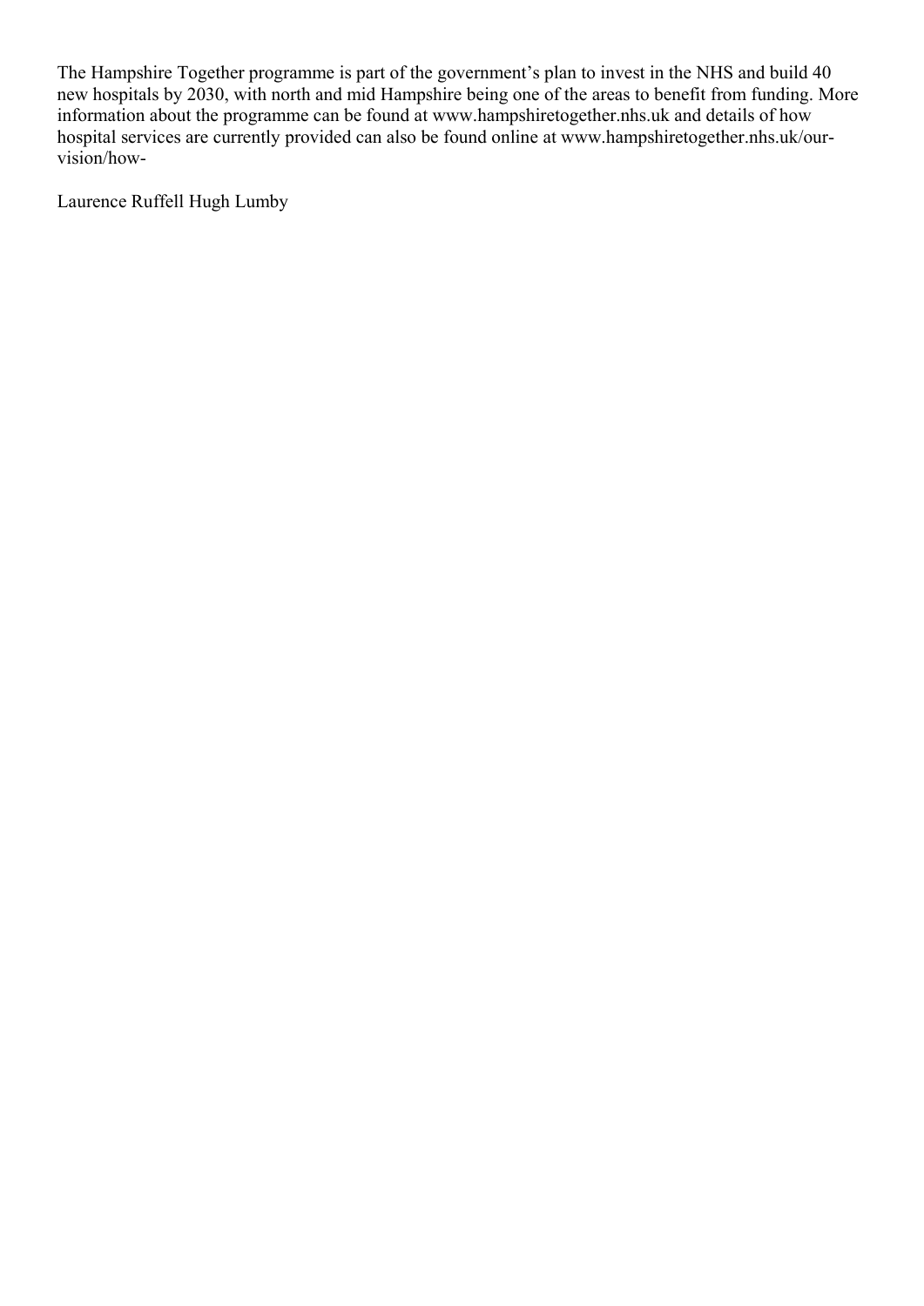The Hampshire Together programme is part of the government's plan to invest in the NHS and build 40 new hospitals by 2030, with north and mid Hampshire being one of the areas to benefit from funding. More information about the programme can be found at www.hampshiretogether.nhs.uk and details of how hospital services are currently provided can also be found online at www.hampshiretogether.nhs.uk/our-vision/how-

Laurence Ruffell Hugh Lumby